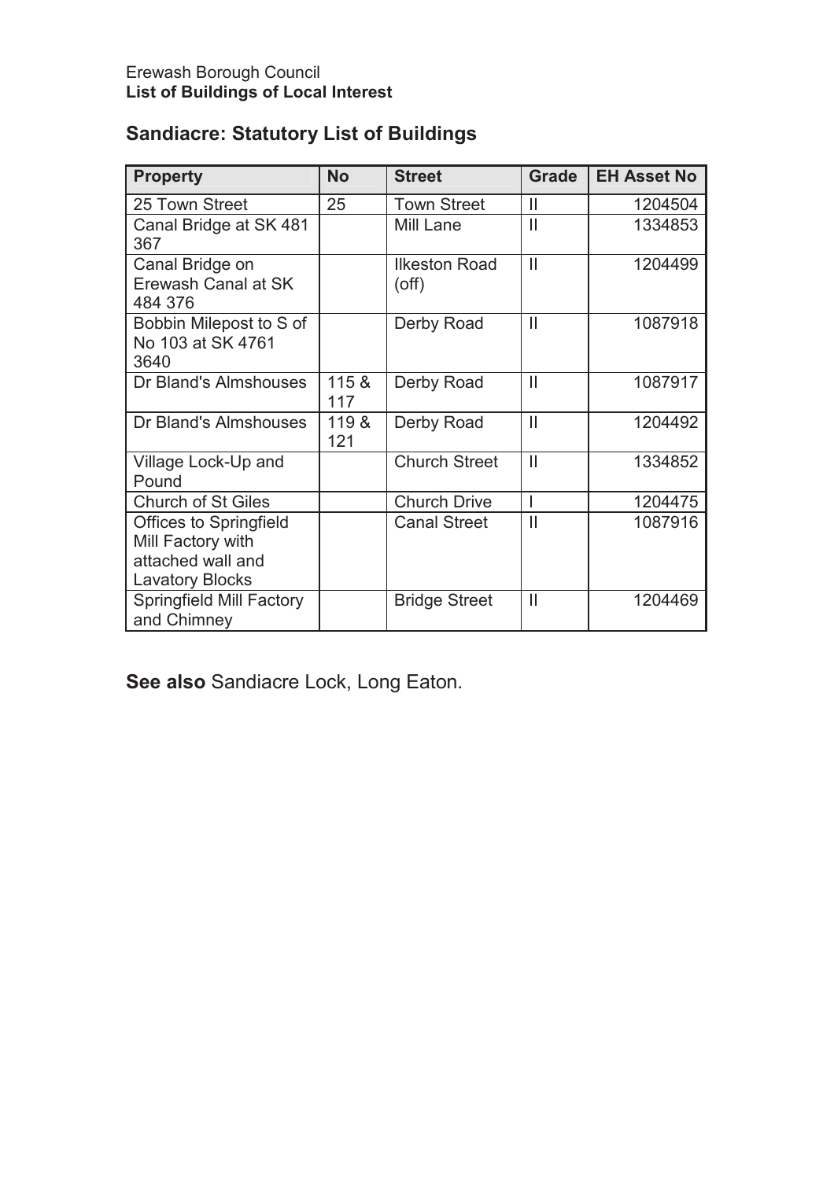Erewash Borough Council
**List of Buildings of Local Interest**

## Sandiacre: Statutory List of Buildings

| Property | No | Street | Grade | EH Asset No |
|---|---|---|---|---|
| 25 Town Street | 25 | Town Street | II | 1204504 |
| Canal Bridge at SK 481 367 | | Mill Lane | II | 1334853 |
| Canal Bridge on Erewash Canal at SK 484 376 | | Ilkeston Road (off) | II | 1204499 |
| Bobbin Milepost to S of No 103 at SK 4761 3640 | | Derby Road | II | 1087918 |
| Dr Bland's Almshouses | 115 & 117 | Derby Road | II | 1087917 |
| Dr Bland's Almshouses | 119 & 121 | Derby Road | II | 1204492 |
| Village Lock-Up and Pound | | Church Street | II | 1334852 |
| Church of St Giles | | Church Drive | I | 1204475 |
| Offices to Springfield Mill Factory with attached wall and Lavatory Blocks | | Canal Street | II | 1087916 |
| Springfield Mill Factory and Chimney | | Bridge Street | II | 1204469 |

**See also** Sandiacre Lock, Long Eaton.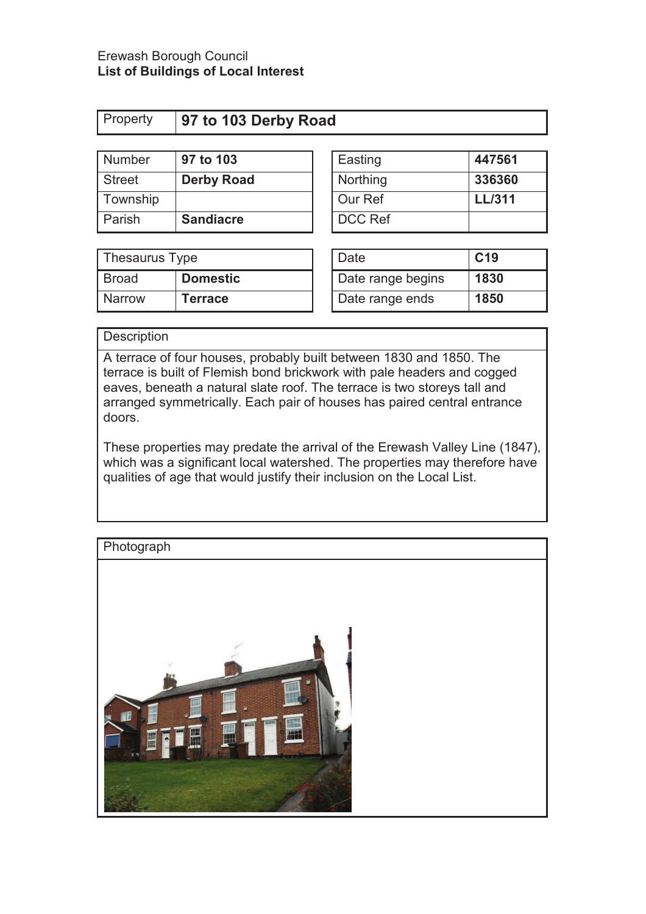Erewash Borough Council
**List of Buildings of Local Interest**

| Property | **97 to 103 Derby Road** |
|---|---|

| Number | **97 to 103** |
|---|---|
| Street | **Derby Road** |
| Township | |
| Parish | **Sandiacre** |

| Easting | **447561** |
|---|---|
| Northing | **336360** |
| Our Ref | **LL/311** |
| DCC Ref | |

| Thesaurus Type | |
|---|---|
| Broad | **Domestic** |
| Narrow | **Terrace** |

| Date | **C19** |
|---|---|
| Date range begins | **1830** |
| Date range ends | **1850** |

**Description**

A terrace of four houses, probably built between 1830 and 1850. The terrace is built of Flemish bond brickwork with pale headers and cogged eaves, beneath a natural slate roof. The terrace is two storeys tall and arranged symmetrically. Each pair of houses has paired central entrance doors.

These properties may predate the arrival of the Erewash Valley Line (1847), which was a significant local watershed. The properties may therefore have qualities of age that would justify their inclusion on the Local List.

**Photograph**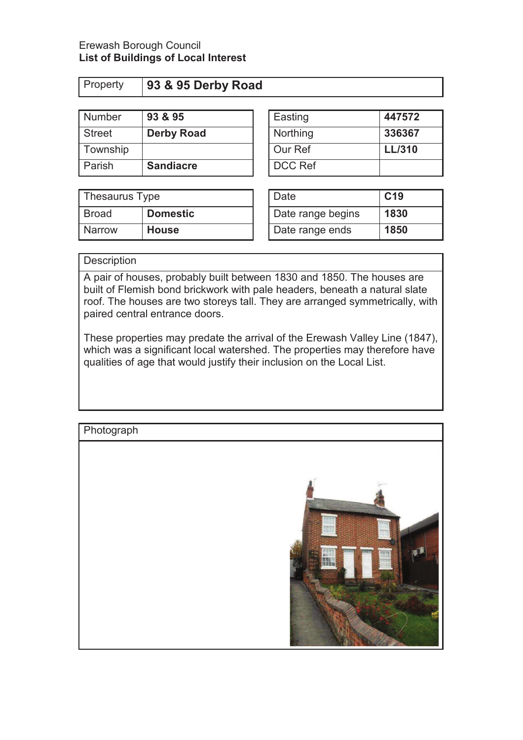Erewash Borough Council
**List of Buildings of Local Interest**

| Property | **93 & 95 Derby Road** |
|---|---|

| Number | **93 & 95** |
|---|---|
| Street | **Derby Road** |
| Township | |
| Parish | **Sandiacre** |

| Easting | **447572** |
|---|---|
| Northing | **336367** |
| Our Ref | **LL/310** |
| DCC Ref | |

| Thesaurus Type | |
|---|---|
| Broad | **Domestic** |
| Narrow | **House** |

| Date | **C19** |
|---|---|
| Date range begins | **1830** |
| Date range ends | **1850** |

**Description**

A pair of houses, probably built between 1830 and 1850. The houses are built of Flemish bond brickwork with pale headers, beneath a natural slate roof. The houses are two storeys tall. They are arranged symmetrically, with paired central entrance doors.

These properties may predate the arrival of the Erewash Valley Line (1847), which was a significant local watershed. The properties may therefore have qualities of age that would justify their inclusion on the Local List.

**Photograph**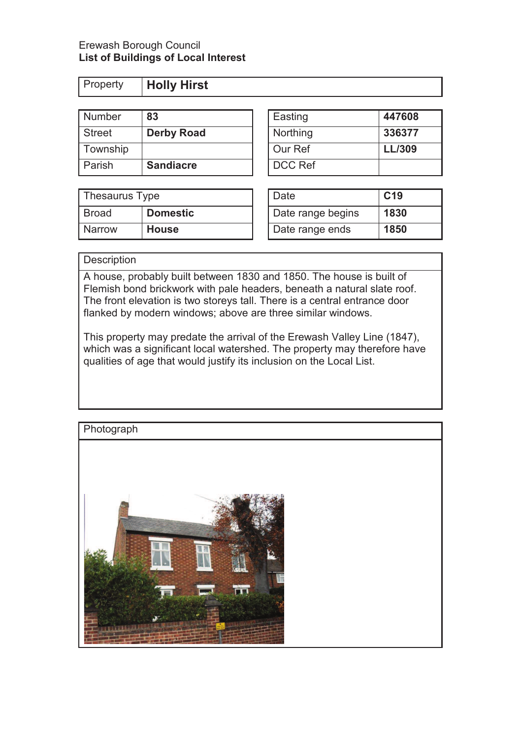Erewash Borough Council
**List of Buildings of Local Interest**

| Property | **Holly Hirst** |
|---|---|

| Number | **83** |
|---|---|
| Street | **Derby Road** |
| Township | |
| Parish | **Sandiacre** |

| Easting | **447608** |
|---|---|
| Northing | **336377** |
| Our Ref | **LL/309** |
| DCC Ref | |

| Thesaurus Type | |
|---|---|
| Broad | **Domestic** |
| Narrow | **House** |

| Date | **C19** |
|---|---|
| Date range begins | **1830** |
| Date range ends | **1850** |

**Description**

A house, probably built between 1830 and 1850. The house is built of Flemish bond brickwork with pale headers, beneath a natural slate roof. The front elevation is two storeys tall. There is a central entrance door flanked by modern windows; above are three similar windows.

This property may predate the arrival of the Erewash Valley Line (1847), which was a significant local watershed. The property may therefore have qualities of age that would justify its inclusion on the Local List.

**Photograph**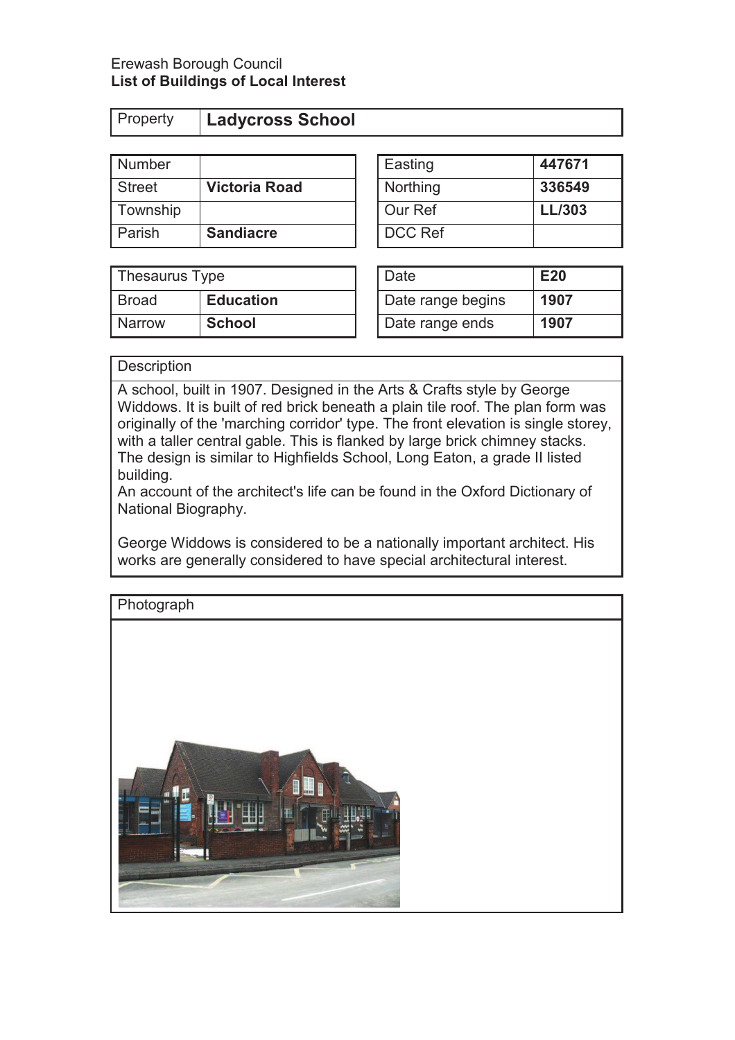Erewash Borough Council
**List of Buildings of Local Interest**

| | |
|---|---|
| Property | **Ladycross School** |

| | |
|---|---|
| Number | |
| Street | **Victoria Road** |
| Township | |
| Parish | **Sandiacre** |

| | |
|---|---|
| Easting | **447671** |
| Northing | **336549** |
| Our Ref | **LL/303** |
| DCC Ref | |

| Thesaurus Type | |
|---|---|
| Broad | **Education** |
| Narrow | **School** |

| | |
|---|---|
| Date | **E20** |
| Date range begins | **1907** |
| Date range ends | **1907** |

**Description**

A school, built in 1907. Designed in the Arts & Crafts style by George Widdows. It is built of red brick beneath a plain tile roof. The plan form was originally of the 'marching corridor' type. The front elevation is single storey, with a taller central gable. This is flanked by large brick chimney stacks. The design is similar to Highfields School, Long Eaton, a grade II listed building.
An account of the architect's life can be found in the Oxford Dictionary of National Biography.

George Widdows is considered to be a nationally important architect. His works are generally considered to have special architectural interest.

**Photograph**